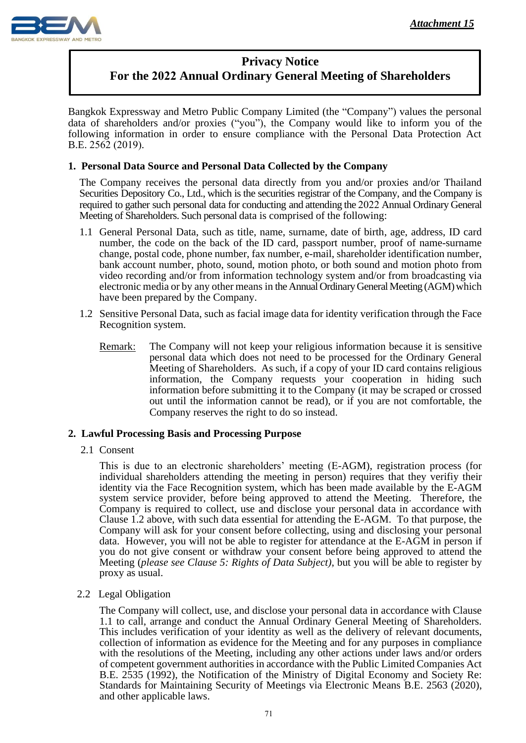*Attachment 15*

# Privacy Notice
## For the 2022 Annual Ordinary General Meeting of Shareholders

Bangkok Expressway and Metro Public Company Limited (the "Company") values the personal data of shareholders and/or proxies ("you"), the Company would like to inform you of the following information in order to ensure compliance with the Personal Data Protection Act B.E. 2562 (2019).

### 1. Personal Data Source and Personal Data Collected by the Company

The Company receives the personal data directly from you and/or proxies and/or Thailand Securities Depository Co., Ltd., which is the securities registrar of the Company, and the Company is required to gather such personal data for conducting and attending the 2022 Annual Ordinary General Meeting of Shareholders. Such personal data is comprised of the following:

1.1 General Personal Data, such as title, name, surname, date of birth, age, address, ID card number, the code on the back of the ID card, passport number, proof of name-surname change, postal code, phone number, fax number, e-mail, shareholder identification number, bank account number, photo, sound, motion photo, or both sound and motion photo from video recording and/or from information technology system and/or from broadcasting via electronic media or by any other means in the Annual Ordinary General Meeting (AGM) which have been prepared by the Company.

1.2 Sensitive Personal Data, such as facial image data for identity verification through the Face Recognition system.

Remark: The Company will not keep your religious information because it is sensitive personal data which does not need to be processed for the Ordinary General Meeting of Shareholders. As such, if a copy of your ID card contains religious information, the Company requests your cooperation in hiding such information before submitting it to the Company (it may be scraped or crossed out until the information cannot be read), or if you are not comfortable, the Company reserves the right to do so instead.

### 2. Lawful Processing Basis and Processing Purpose

2.1 Consent

This is due to an electronic shareholders' meeting (E-AGM), registration process (for individual shareholders attending the meeting in person) requires that they verifiy their identity via the Face Recognition system, which has been made available by the E-AGM system service provider, before being approved to attend the Meeting. Therefore, the Company is required to collect, use and disclose your personal data in accordance with Clause 1.2 above, with such data essential for attending the E-AGM. To that purpose, the Company will ask for your consent before collecting, using and disclosing your personal data. However, you will not be able to register for attendance at the E-AGM in person if you do not give consent or withdraw your consent before being approved to attend the Meeting (*please see Clause 5: Rights of Data Subject)*, but you will be able to register by proxy as usual.

2.2 Legal Obligation

The Company will collect, use, and disclose your personal data in accordance with Clause 1.1 to call, arrange and conduct the Annual Ordinary General Meeting of Shareholders. This includes verification of your identity as well as the delivery of relevant documents, collection of information as evidence for the Meeting and for any purposes in compliance with the resolutions of the Meeting, including any other actions under laws and/or orders of competent government authorities in accordance with the Public Limited Companies Act B.E. 2535 (1992), the Notification of the Ministry of Digital Economy and Society Re: Standards for Maintaining Security of Meetings via Electronic Means B.E. 2563 (2020), and other applicable laws.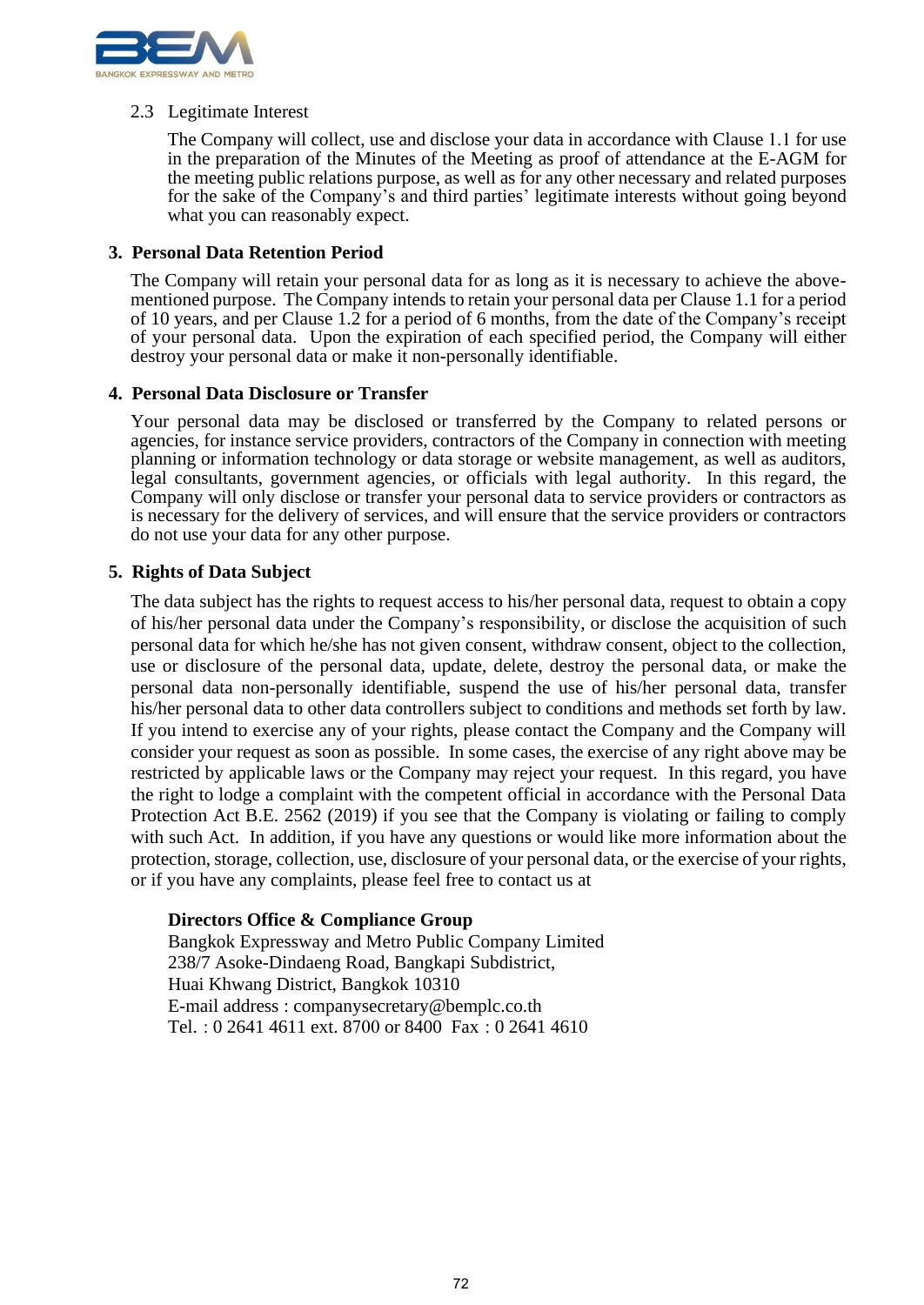2.3 Legitimate Interest

The Company will collect, use and disclose your data in accordance with Clause 1.1 for use in the preparation of the Minutes of the Meeting as proof of attendance at the E-AGM for the meeting public relations purpose, as well as for any other necessary and related purposes for the sake of the Company's and third parties' legitimate interests without going beyond what you can reasonably expect.

## 3. Personal Data Retention Period

The Company will retain your personal data for as long as it is necessary to achieve the above-mentioned purpose. The Company intends to retain your personal data per Clause 1.1 for a period of 10 years, and per Clause 1.2 for a period of 6 months, from the date of the Company's receipt of your personal data. Upon the expiration of each specified period, the Company will either destroy your personal data or make it non-personally identifiable.

## 4. Personal Data Disclosure or Transfer

Your personal data may be disclosed or transferred by the Company to related persons or agencies, for instance service providers, contractors of the Company in connection with meeting planning or information technology or data storage or website management, as well as auditors, legal consultants, government agencies, or officials with legal authority. In this regard, the Company will only disclose or transfer your personal data to service providers or contractors as is necessary for the delivery of services, and will ensure that the service providers or contractors do not use your data for any other purpose.

## 5. Rights of Data Subject

The data subject has the rights to request access to his/her personal data, request to obtain a copy of his/her personal data under the Company's responsibility, or disclose the acquisition of such personal data for which he/she has not given consent, withdraw consent, object to the collection, use or disclosure of the personal data, update, delete, destroy the personal data, or make the personal data non-personally identifiable, suspend the use of his/her personal data, transfer his/her personal data to other data controllers subject to conditions and methods set forth by law. If you intend to exercise any of your rights, please contact the Company and the Company will consider your request as soon as possible. In some cases, the exercise of any right above may be restricted by applicable laws or the Company may reject your request. In this regard, you have the right to lodge a complaint with the competent official in accordance with the Personal Data Protection Act B.E. 2562 (2019) if you see that the Company is violating or failing to comply with such Act. In addition, if you have any questions or would like more information about the protection, storage, collection, use, disclosure of your personal data, or the exercise of your rights, or if you have any complaints, please feel free to contact us at

**Directors Office & Compliance Group**
Bangkok Expressway and Metro Public Company Limited
238/7 Asoke-Dindaeng Road, Bangkapi Subdistrict,
Huai Khwang District, Bangkok 10310
E-mail address : companysecretary@bemplc.co.th
Tel. : 0 2641 4611 ext. 8700 or 8400 Fax : 0 2641 4610